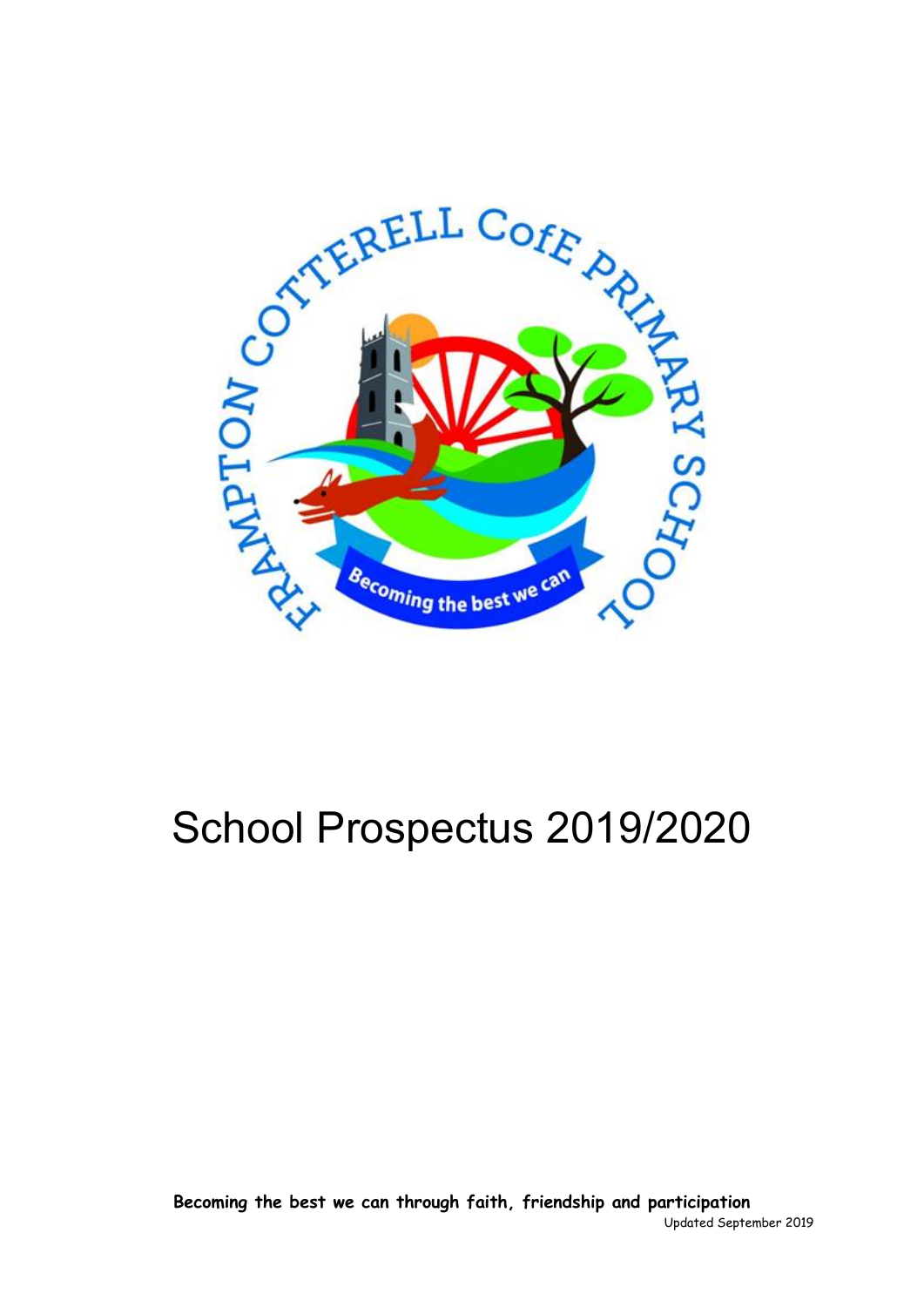# School Prospectus 2019/2020

**Becoming the best we can through faith, friendship and participation**

Updated September 2019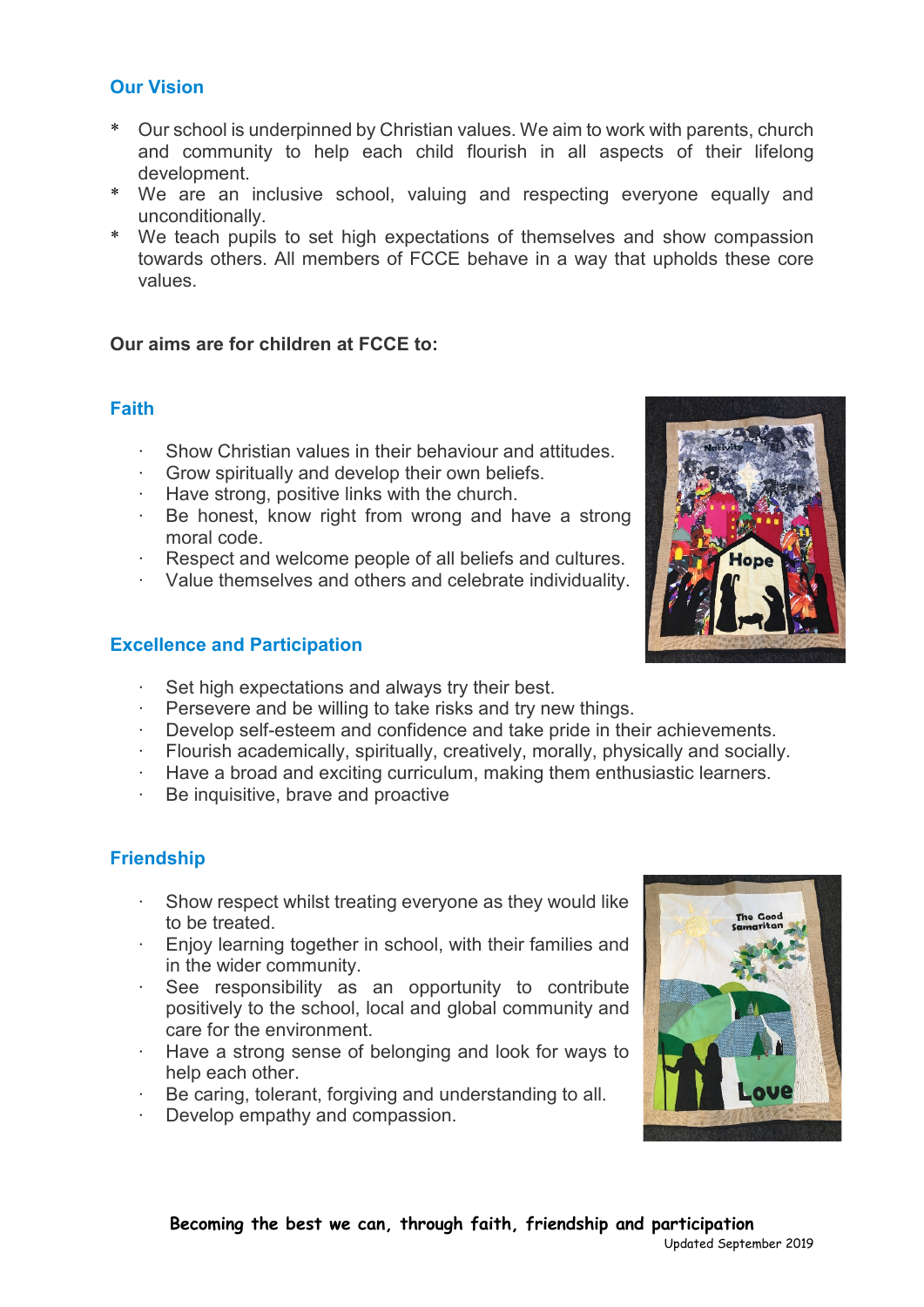## Our Vision

* Our school is underpinned by Christian values. We aim to work with parents, church and community to help each child flourish in all aspects of their lifelong development.
* We are an inclusive school, valuing and respecting everyone equally and unconditionally.
* We teach pupils to set high expectations of themselves and show compassion towards others. All members of FCCE behave in a way that upholds these core values.

**Our aims are for children at FCCE to:**

## Faith

- Show Christian values in their behaviour and attitudes.
- Grow spiritually and develop their own beliefs.
- Have strong, positive links with the church.
- Be honest, know right from wrong and have a strong moral code.
- Respect and welcome people of all beliefs and cultures.
- Value themselves and others and celebrate individuality.

## Excellence and Participation

- Set high expectations and always try their best.
- Persevere and be willing to take risks and try new things.
- Develop self-esteem and confidence and take pride in their achievements.
- Flourish academically, spiritually, creatively, morally, physically and socially.
- Have a broad and exciting curriculum, making them enthusiastic learners.
- Be inquisitive, brave and proactive

## Friendship

- Show respect whilst treating everyone as they would like to be treated.
- Enjoy learning together in school, with their families and in the wider community.
- See responsibility as an opportunity to contribute positively to the school, local and global community and care for the environment.
- Have a strong sense of belonging and look for ways to help each other.
- Be caring, tolerant, forgiving and understanding to all.
- Develop empathy and compassion.

**Becoming the best we can, through faith, friendship and participation**

Updated September 2019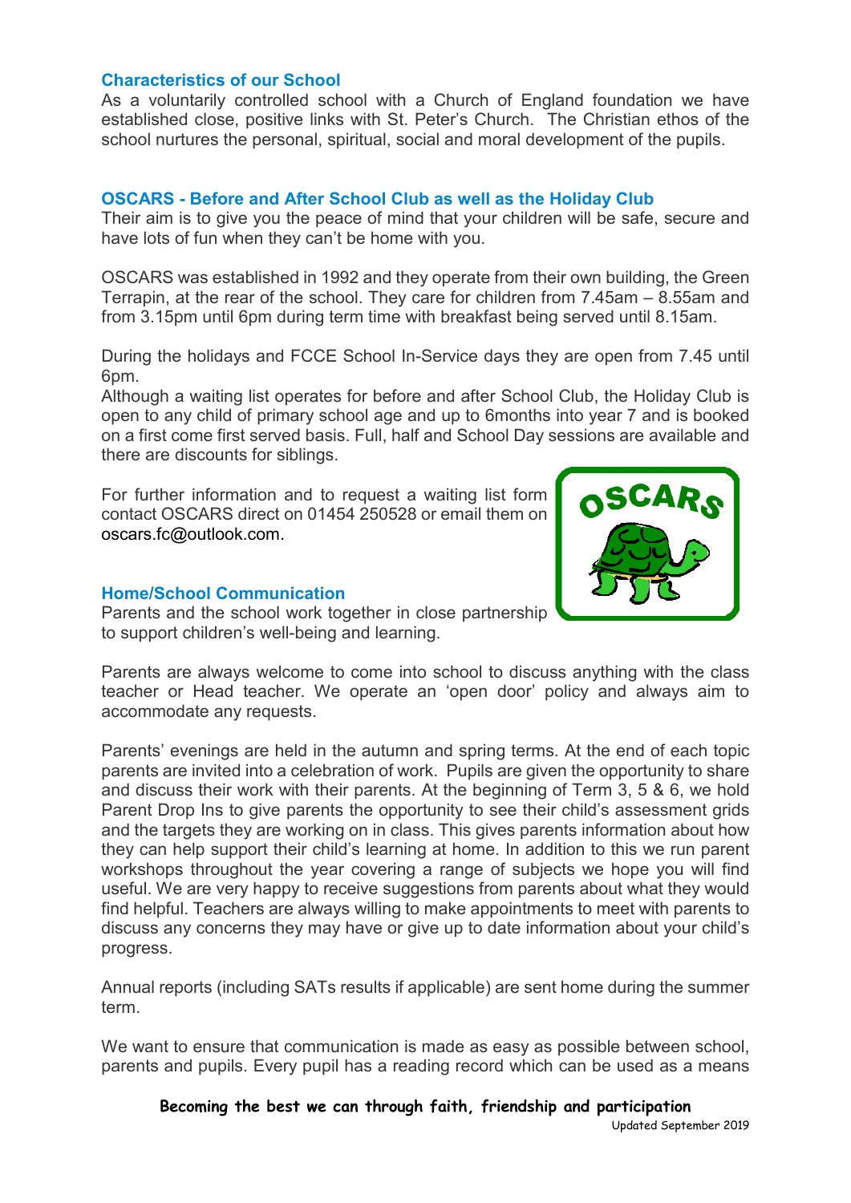## Characteristics of our School

As a voluntarily controlled school with a Church of England foundation we have established close, positive links with St. Peter's Church. The Christian ethos of the school nurtures the personal, spiritual, social and moral development of the pupils.

## OSCARS - Before and After School Club as well as the Holiday Club

Their aim is to give you the peace of mind that your children will be safe, secure and have lots of fun when they can't be home with you.

OSCARS was established in 1992 and they operate from their own building, the Green Terrapin, at the rear of the school. They care for children from 7.45am – 8.55am and from 3.15pm until 6pm during term time with breakfast being served until 8.15am.

During the holidays and FCCE School In-Service days they are open from 7.45 until 6pm.

Although a waiting list operates for before and after School Club, the Holiday Club is open to any child of primary school age and up to 6months into year 7 and is booked on a first come first served basis. Full, half and School Day sessions are available and there are discounts for siblings.

For further information and to request a waiting list form contact OSCARS direct on 01454 250528 or email them on oscars.fc@outlook.com.

## Home/School Communication

Parents and the school work together in close partnership to support children's well-being and learning.

Parents are always welcome to come into school to discuss anything with the class teacher or Head teacher. We operate an 'open door' policy and always aim to accommodate any requests.

Parents' evenings are held in the autumn and spring terms. At the end of each topic parents are invited into a celebration of work. Pupils are given the opportunity to share and discuss their work with their parents. At the beginning of Term 3, 5 & 6, we hold Parent Drop Ins to give parents the opportunity to see their child's assessment grids and the targets they are working on in class. This gives parents information about how they can help support their child's learning at home. In addition to this we run parent workshops throughout the year covering a range of subjects we hope you will find useful. We are very happy to receive suggestions from parents about what they would find helpful. Teachers are always willing to make appointments to meet with parents to discuss any concerns they may have or give up to date information about your child's progress.

Annual reports (including SATs results if applicable) are sent home during the summer term.

We want to ensure that communication is made as easy as possible between school, parents and pupils. Every pupil has a reading record which can be used as a means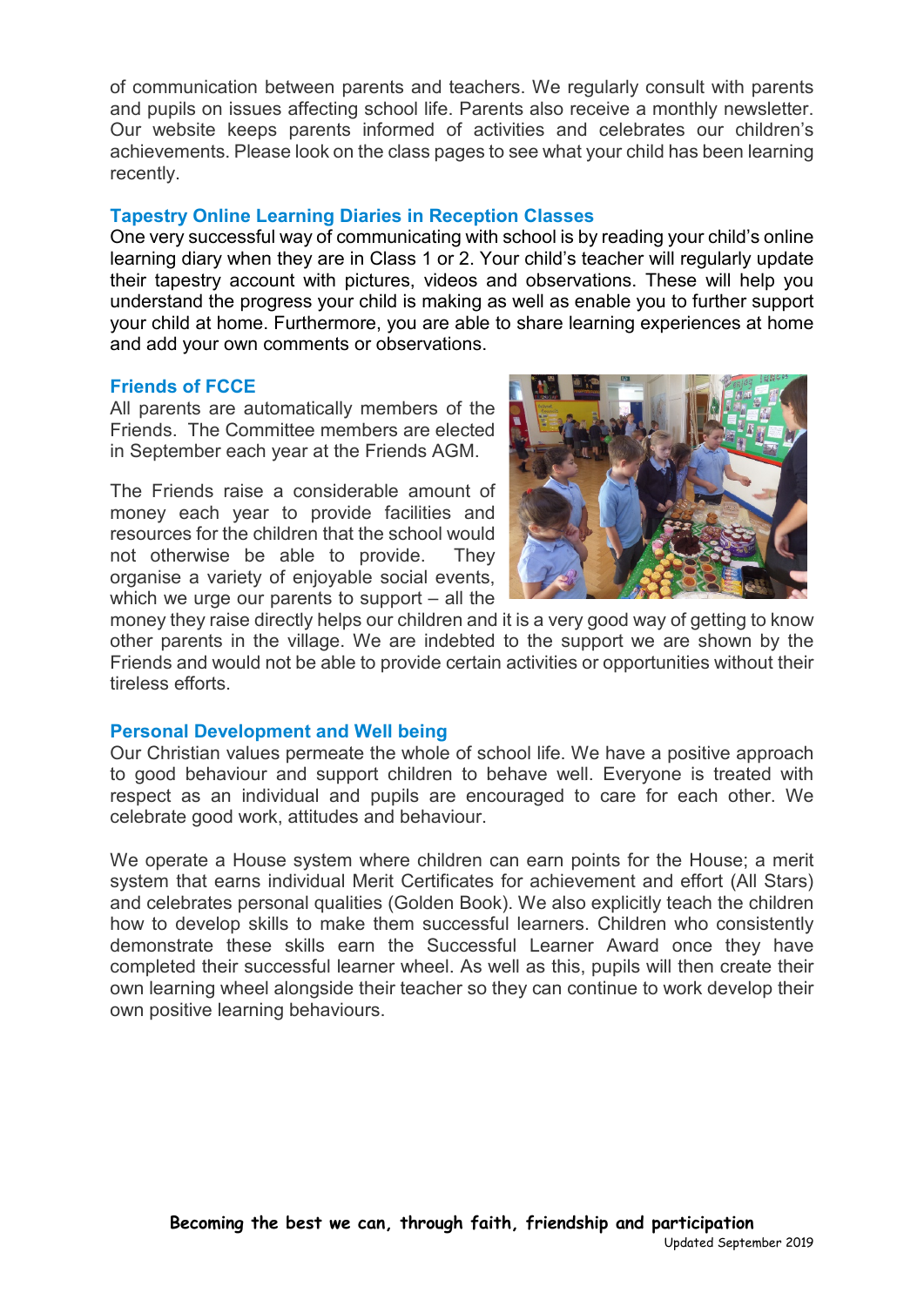of communication between parents and teachers. We regularly consult with parents and pupils on issues affecting school life. Parents also receive a monthly newsletter. Our website keeps parents informed of activities and celebrates our children's achievements. Please look on the class pages to see what your child has been learning recently.

### Tapestry Online Learning Diaries in Reception Classes

One very successful way of communicating with school is by reading your child's online learning diary when they are in Class 1 or 2. Your child's teacher will regularly update their tapestry account with pictures, videos and observations. These will help you understand the progress your child is making as well as enable you to further support your child at home. Furthermore, you are able to share learning experiences at home and add your own comments or observations.

### Friends of FCCE

All parents are automatically members of the Friends. The Committee members are elected in September each year at the Friends AGM.

The Friends raise a considerable amount of money each year to provide facilities and resources for the children that the school would not otherwise be able to provide. They organise a variety of enjoyable social events, which we urge our parents to support – all the money they raise directly helps our children and it is a very good way of getting to know other parents in the village. We are indebted to the support we are shown by the Friends and would not be able to provide certain activities or opportunities without their tireless efforts.

### Personal Development and Well being

Our Christian values permeate the whole of school life. We have a positive approach to good behaviour and support children to behave well. Everyone is treated with respect as an individual and pupils are encouraged to care for each other. We celebrate good work, attitudes and behaviour.

We operate a House system where children can earn points for the House; a merit system that earns individual Merit Certificates for achievement and effort (All Stars) and celebrates personal qualities (Golden Book). We also explicitly teach the children how to develop skills to make them successful learners. Children who consistently demonstrate these skills earn the Successful Learner Award once they have completed their successful learner wheel. As well as this, pupils will then create their own learning wheel alongside their teacher so they can continue to work develop their own positive learning behaviours.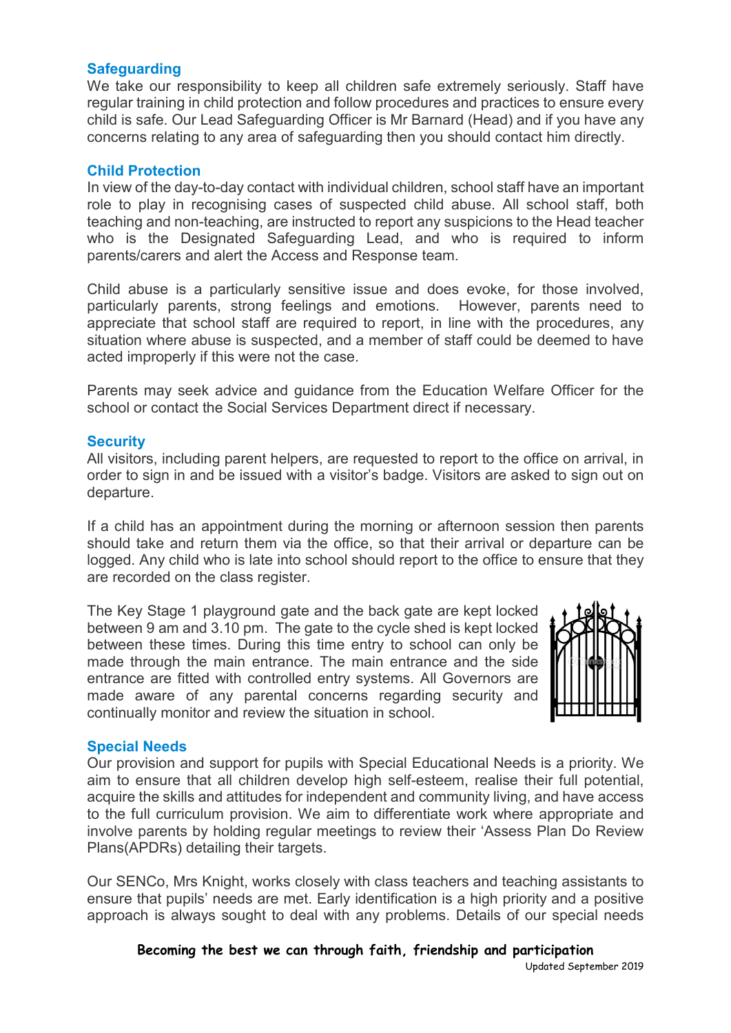## Safeguarding

We take our responsibility to keep all children safe extremely seriously. Staff have regular training in child protection and follow procedures and practices to ensure every child is safe. Our Lead Safeguarding Officer is Mr Barnard (Head) and if you have any concerns relating to any area of safeguarding then you should contact him directly.

## Child Protection

In view of the day-to-day contact with individual children, school staff have an important role to play in recognising cases of suspected child abuse. All school staff, both teaching and non-teaching, are instructed to report any suspicions to the Head teacher who is the Designated Safeguarding Lead, and who is required to inform parents/carers and alert the Access and Response team.

Child abuse is a particularly sensitive issue and does evoke, for those involved, particularly parents, strong feelings and emotions. However, parents need to appreciate that school staff are required to report, in line with the procedures, any situation where abuse is suspected, and a member of staff could be deemed to have acted improperly if this were not the case.

Parents may seek advice and guidance from the Education Welfare Officer for the school or contact the Social Services Department direct if necessary.

## Security

All visitors, including parent helpers, are requested to report to the office on arrival, in order to sign in and be issued with a visitor's badge. Visitors are asked to sign out on departure.

If a child has an appointment during the morning or afternoon session then parents should take and return them via the office, so that their arrival or departure can be logged. Any child who is late into school should report to the office to ensure that they are recorded on the class register.

The Key Stage 1 playground gate and the back gate are kept locked between 9 am and 3.10 pm. The gate to the cycle shed is kept locked between these times. During this time entry to school can only be made through the main entrance. The main entrance and the side entrance are fitted with controlled entry systems. All Governors are made aware of any parental concerns regarding security and continually monitor and review the situation in school.

## Special Needs

Our provision and support for pupils with Special Educational Needs is a priority. We aim to ensure that all children develop high self-esteem, realise their full potential, acquire the skills and attitudes for independent and community living, and have access to the full curriculum provision. We aim to differentiate work where appropriate and involve parents by holding regular meetings to review their 'Assess Plan Do Review Plans(APDRs) detailing their targets.

Our SENCo, Mrs Knight, works closely with class teachers and teaching assistants to ensure that pupils' needs are met. Early identification is a high priority and a positive approach is always sought to deal with any problems. Details of our special needs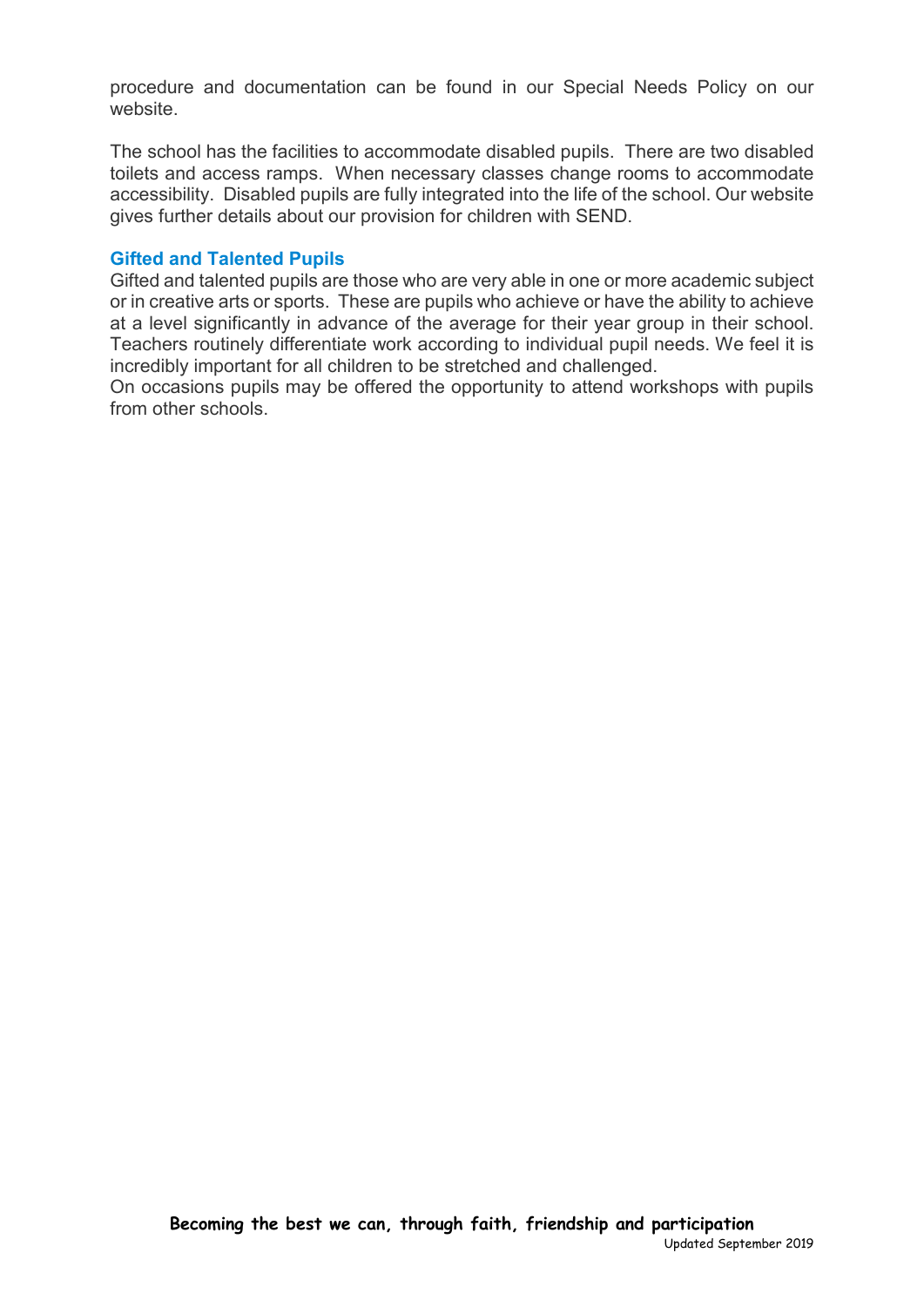procedure and documentation can be found in our Special Needs Policy on our website.

The school has the facilities to accommodate disabled pupils. There are two disabled toilets and access ramps. When necessary classes change rooms to accommodate accessibility. Disabled pupils are fully integrated into the life of the school. Our website gives further details about our provision for children with SEND.

### Gifted and Talented Pupils

Gifted and talented pupils are those who are very able in one or more academic subject or in creative arts or sports. These are pupils who achieve or have the ability to achieve at a level significantly in advance of the average for their year group in their school. Teachers routinely differentiate work according to individual pupil needs. We feel it is incredibly important for all children to be stretched and challenged.
On occasions pupils may be offered the opportunity to attend workshops with pupils from other schools.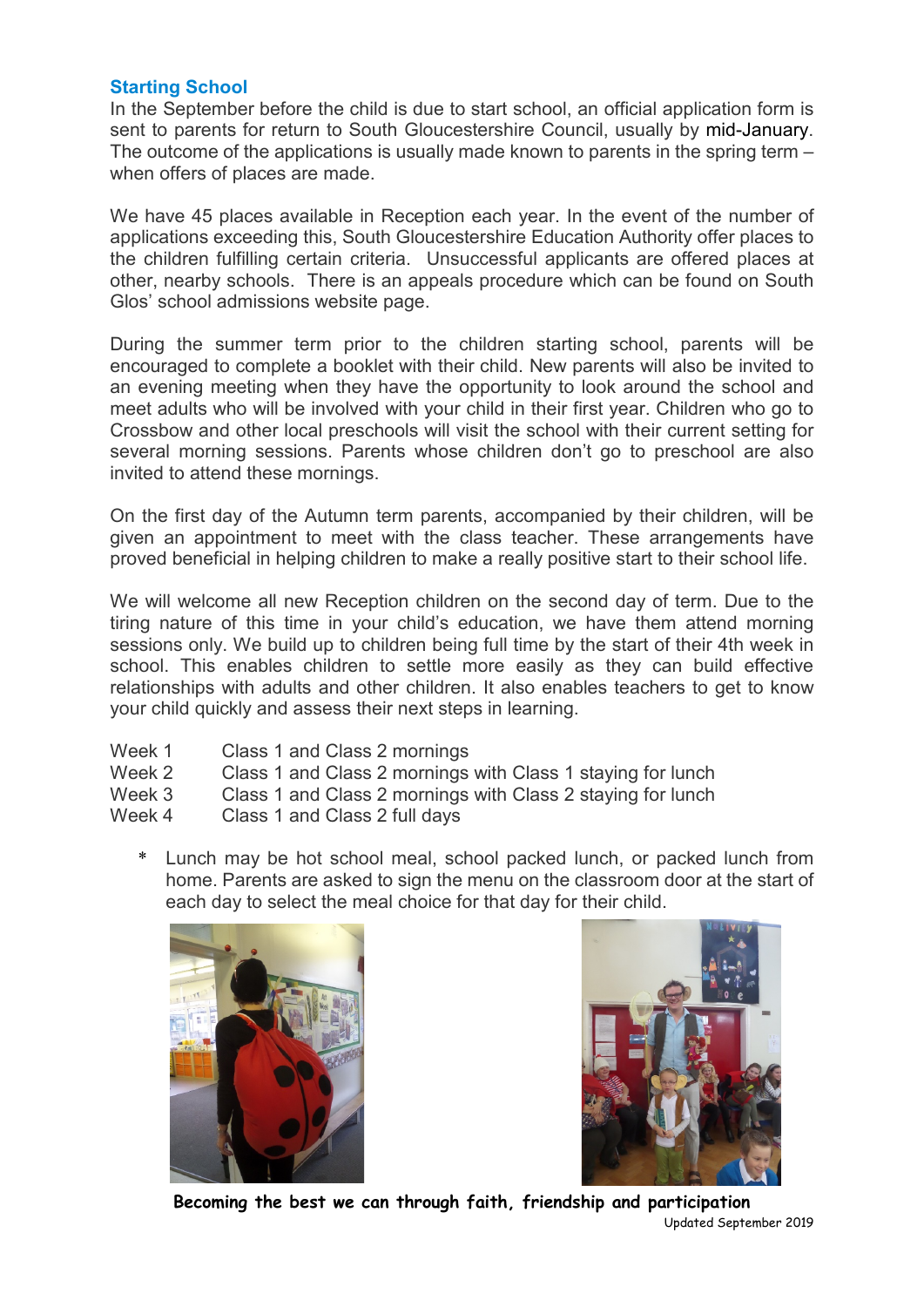## Starting School

In the September before the child is due to start school, an official application form is sent to parents for return to South Gloucestershire Council, usually by mid-January. The outcome of the applications is usually made known to parents in the spring term – when offers of places are made.

We have 45 places available in Reception each year. In the event of the number of applications exceeding this, South Gloucestershire Education Authority offer places to the children fulfilling certain criteria. Unsuccessful applicants are offered places at other, nearby schools. There is an appeals procedure which can be found on South Glos' school admissions website page.

During the summer term prior to the children starting school, parents will be encouraged to complete a booklet with their child. New parents will also be invited to an evening meeting when they have the opportunity to look around the school and meet adults who will be involved with your child in their first year. Children who go to Crossbow and other local preschools will visit the school with their current setting for several morning sessions. Parents whose children don't go to preschool are also invited to attend these mornings.

On the first day of the Autumn term parents, accompanied by their children, will be given an appointment to meet with the class teacher. These arrangements have proved beneficial in helping children to make a really positive start to their school life.

We will welcome all new Reception children on the second day of term. Due to the tiring nature of this time in your child's education, we have them attend morning sessions only. We build up to children being full time by the start of their 4th week in school. This enables children to settle more easily as they can build effective relationships with adults and other children. It also enables teachers to get to know your child quickly and assess their next steps in learning.

| | |
|---|---|
| Week 1 | Class 1 and Class 2 mornings |
| Week 2 | Class 1 and Class 2 mornings with Class 1 staying for lunch |
| Week 3 | Class 1 and Class 2 mornings with Class 2 staying for lunch |
| Week 4 | Class 1 and Class 2 full days |

\* Lunch may be hot school meal, school packed lunch, or packed lunch from home. Parents are asked to sign the menu on the classroom door at the start of each day to select the meal choice for that day for their child.

**Becoming the best we can through faith, friendship and participation**

Updated September 2019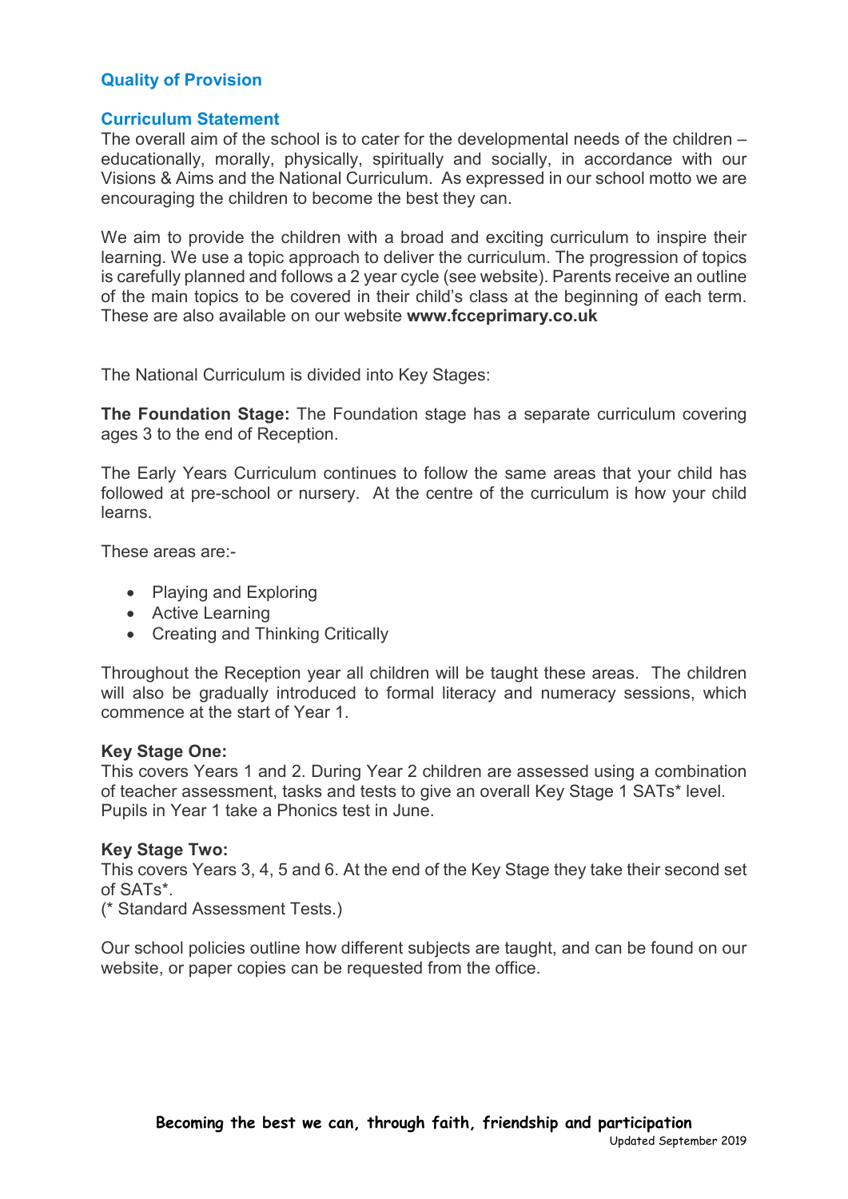## Quality of Provision

### Curriculum Statement

The overall aim of the school is to cater for the developmental needs of the children – educationally, morally, physically, spiritually and socially, in accordance with our Visions & Aims and the National Curriculum. As expressed in our school motto we are encouraging the children to become the best they can.

We aim to provide the children with a broad and exciting curriculum to inspire their learning. We use a topic approach to deliver the curriculum. The progression of topics is carefully planned and follows a 2 year cycle (see website). Parents receive an outline of the main topics to be covered in their child's class at the beginning of each term. These are also available on our website **www.fcceprimary.co.uk**

The National Curriculum is divided into Key Stages:

**The Foundation Stage:** The Foundation stage has a separate curriculum covering ages 3 to the end of Reception.

The Early Years Curriculum continues to follow the same areas that your child has followed at pre-school or nursery. At the centre of the curriculum is how your child learns.

These areas are:-

- Playing and Exploring
- Active Learning
- Creating and Thinking Critically

Throughout the Reception year all children will be taught these areas. The children will also be gradually introduced to formal literacy and numeracy sessions, which commence at the start of Year 1.

**Key Stage One:**
This covers Years 1 and 2. During Year 2 children are assessed using a combination of teacher assessment, tasks and tests to give an overall Key Stage 1 SATs* level. Pupils in Year 1 take a Phonics test in June.

**Key Stage Two:**
This covers Years 3, 4, 5 and 6. At the end of the Key Stage they take their second set of SATs*.
(* Standard Assessment Tests.)

Our school policies outline how different subjects are taught, and can be found on our website, or paper copies can be requested from the office.

**Becoming the best we can, through faith, friendship and participation**
Updated September 2019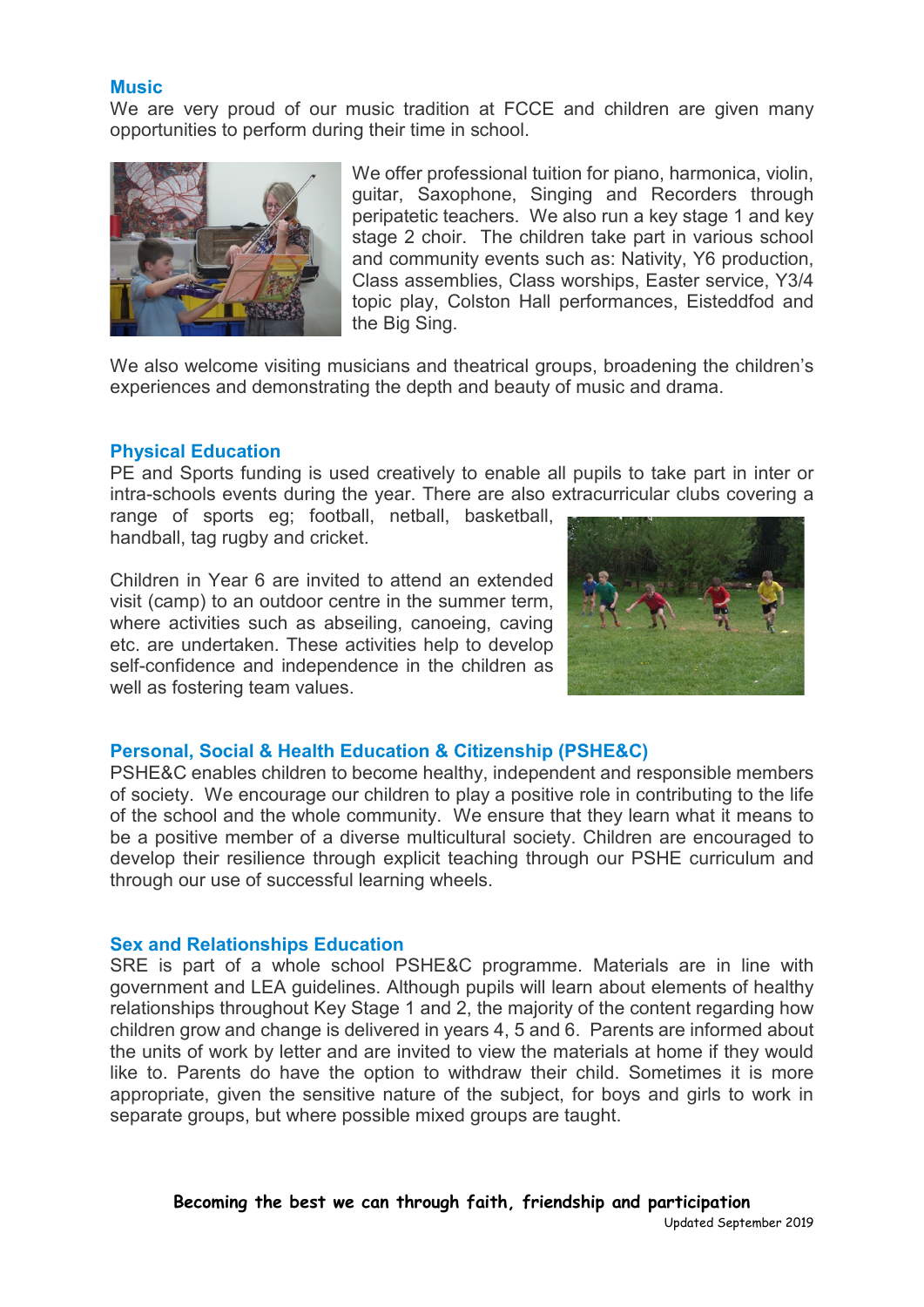## Music

We are very proud of our music tradition at FCCE and children are given many opportunities to perform during their time in school.

We offer professional tuition for piano, harmonica, violin, guitar, Saxophone, Singing and Recorders through peripatetic teachers. We also run a key stage 1 and key stage 2 choir. The children take part in various school and community events such as: Nativity, Y6 production, Class assemblies, Class worships, Easter service, Y3/4 topic play, Colston Hall performances, Eisteddfod and the Big Sing.

We also welcome visiting musicians and theatrical groups, broadening the children's experiences and demonstrating the depth and beauty of music and drama.

## Physical Education

PE and Sports funding is used creatively to enable all pupils to take part in inter or intra-schools events during the year. There are also extracurricular clubs covering a range of sports eg; football, netball, basketball, handball, tag rugby and cricket.

Children in Year 6 are invited to attend an extended visit (camp) to an outdoor centre in the summer term, where activities such as abseiling, canoeing, caving etc. are undertaken. These activities help to develop self-confidence and independence in the children as well as fostering team values.

## Personal, Social & Health Education & Citizenship (PSHE&C)

PSHE&C enables children to become healthy, independent and responsible members of society. We encourage our children to play a positive role in contributing to the life of the school and the whole community. We ensure that they learn what it means to be a positive member of a diverse multicultural society. Children are encouraged to develop their resilience through explicit teaching through our PSHE curriculum and through our use of successful learning wheels.

## Sex and Relationships Education

SRE is part of a whole school PSHE&C programme. Materials are in line with government and LEA guidelines. Although pupils will learn about elements of healthy relationships throughout Key Stage 1 and 2, the majority of the content regarding how children grow and change is delivered in years 4, 5 and 6. Parents are informed about the units of work by letter and are invited to view the materials at home if they would like to. Parents do have the option to withdraw their child. Sometimes it is more appropriate, given the sensitive nature of the subject, for boys and girls to work in separate groups, but where possible mixed groups are taught.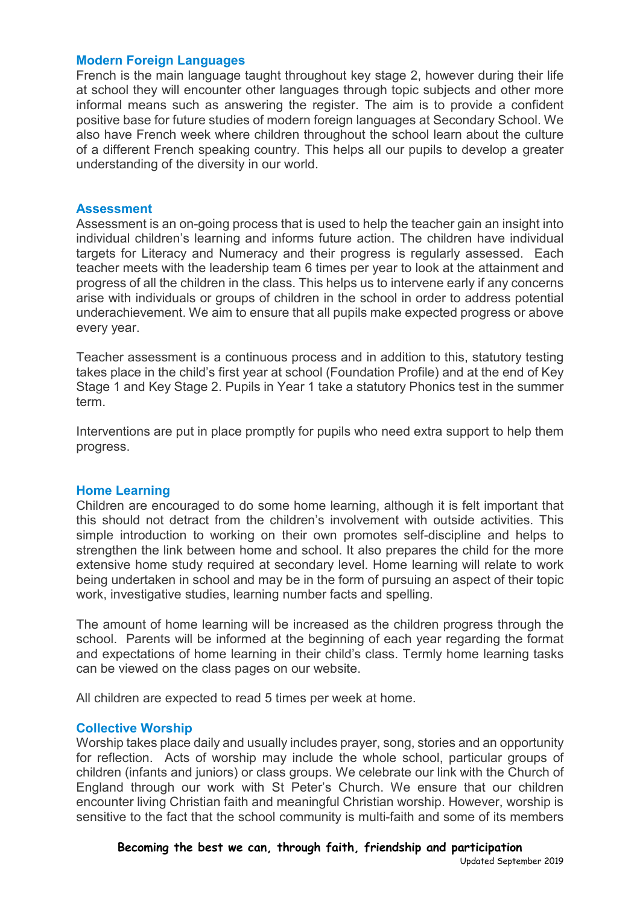## Modern Foreign Languages

French is the main language taught throughout key stage 2, however during their life at school they will encounter other languages through topic subjects and other more informal means such as answering the register. The aim is to provide a confident positive base for future studies of modern foreign languages at Secondary School. We also have French week where children throughout the school learn about the culture of a different French speaking country. This helps all our pupils to develop a greater understanding of the diversity in our world.

## Assessment

Assessment is an on-going process that is used to help the teacher gain an insight into individual children's learning and informs future action. The children have individual targets for Literacy and Numeracy and their progress is regularly assessed. Each teacher meets with the leadership team 6 times per year to look at the attainment and progress of all the children in the class. This helps us to intervene early if any concerns arise with individuals or groups of children in the school in order to address potential underachievement. We aim to ensure that all pupils make expected progress or above every year.

Teacher assessment is a continuous process and in addition to this, statutory testing takes place in the child's first year at school (Foundation Profile) and at the end of Key Stage 1 and Key Stage 2. Pupils in Year 1 take a statutory Phonics test in the summer term.

Interventions are put in place promptly for pupils who need extra support to help them progress.

## Home Learning

Children are encouraged to do some home learning, although it is felt important that this should not detract from the children's involvement with outside activities. This simple introduction to working on their own promotes self-discipline and helps to strengthen the link between home and school. It also prepares the child for the more extensive home study required at secondary level. Home learning will relate to work being undertaken in school and may be in the form of pursuing an aspect of their topic work, investigative studies, learning number facts and spelling.

The amount of home learning will be increased as the children progress through the school. Parents will be informed at the beginning of each year regarding the format and expectations of home learning in their child's class. Termly home learning tasks can be viewed on the class pages on our website.

All children are expected to read 5 times per week at home.

## Collective Worship

Worship takes place daily and usually includes prayer, song, stories and an opportunity for reflection. Acts of worship may include the whole school, particular groups of children (infants and juniors) or class groups. We celebrate our link with the Church of England through our work with St Peter's Church. We ensure that our children encounter living Christian faith and meaningful Christian worship. However, worship is sensitive to the fact that the school community is multi-faith and some of its members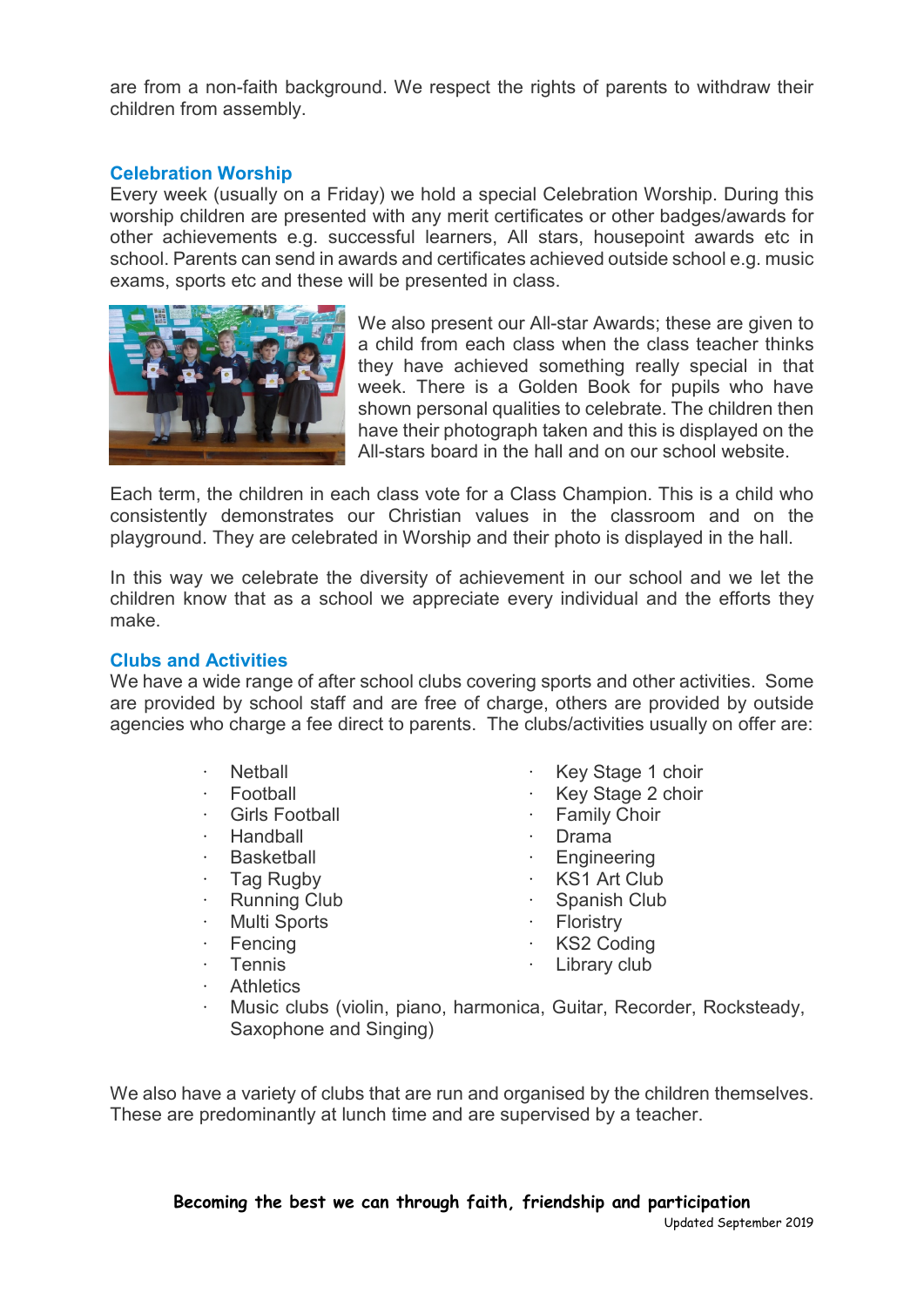are from a non-faith background. We respect the rights of parents to withdraw their children from assembly.

## Celebration Worship

Every week (usually on a Friday) we hold a special Celebration Worship. During this worship children are presented with any merit certificates or other badges/awards for other achievements e.g. successful learners, All stars, housepoint awards etc in school. Parents can send in awards and certificates achieved outside school e.g. music exams, sports etc and these will be presented in class.

We also present our All-star Awards; these are given to a child from each class when the class teacher thinks they have achieved something really special in that week. There is a Golden Book for pupils who have shown personal qualities to celebrate. The children then have their photograph taken and this is displayed on the All-stars board in the hall and on our school website.

Each term, the children in each class vote for a Class Champion. This is a child who consistently demonstrates our Christian values in the classroom and on the playground. They are celebrated in Worship and their photo is displayed in the hall.

In this way we celebrate the diversity of achievement in our school and we let the children know that as a school we appreciate every individual and the efforts they make.

## Clubs and Activities

We have a wide range of after school clubs covering sports and other activities. Some are provided by school staff and are free of charge, others are provided by outside agencies who charge a fee direct to parents. The clubs/activities usually on offer are:

- Netball
- Football
- Girls Football
- Handball
- Basketball
- Tag Rugby
- Running Club
- Multi Sports
- Fencing
- Tennis
- Athletics
- Music clubs (violin, piano, harmonica, Guitar, Recorder, Rocksteady, Saxophone and Singing)
- Key Stage 1 choir
- Key Stage 2 choir
- Family Choir
- Drama
- Engineering
- KS1 Art Club
- Spanish Club
- Floristry
- KS2 Coding
- Library club

We also have a variety of clubs that are run and organised by the children themselves. These are predominantly at lunch time and are supervised by a teacher.

**Becoming the best we can through faith, friendship and participation**

Updated September 2019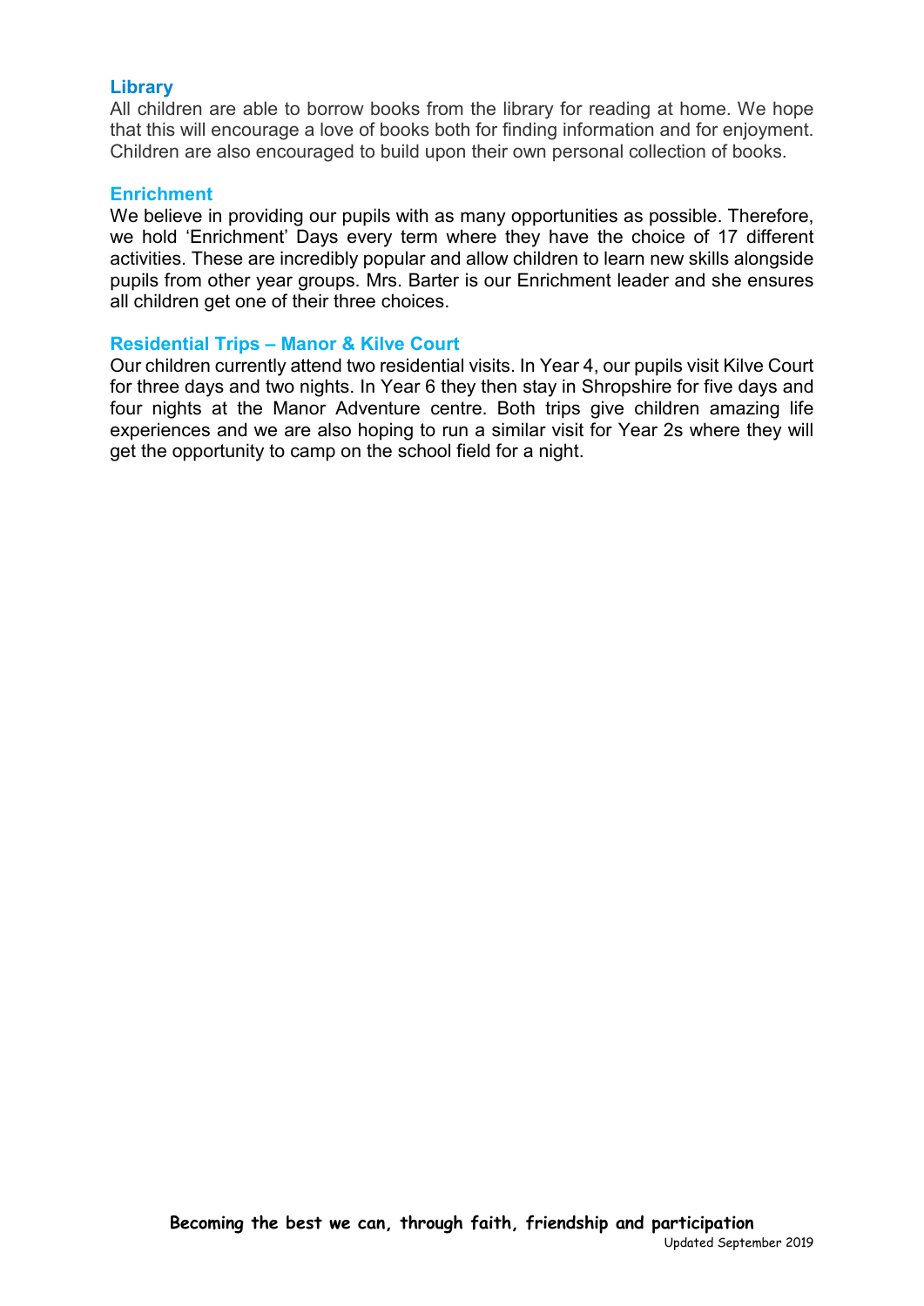### Library

All children are able to borrow books from the library for reading at home. We hope that this will encourage a love of books both for finding information and for enjoyment. Children are also encouraged to build upon their own personal collection of books.

### Enrichment

We believe in providing our pupils with as many opportunities as possible. Therefore, we hold 'Enrichment' Days every term where they have the choice of 17 different activities. These are incredibly popular and allow children to learn new skills alongside pupils from other year groups. Mrs. Barter is our Enrichment leader and she ensures all children get one of their three choices.

### Residential Trips – Manor & Kilve Court

Our children currently attend two residential visits. In Year 4, our pupils visit Kilve Court for three days and two nights. In Year 6 they then stay in Shropshire for five days and four nights at the Manor Adventure centre. Both trips give children amazing life experiences and we are also hoping to run a similar visit for Year 2s where they will get the opportunity to camp on the school field for a night.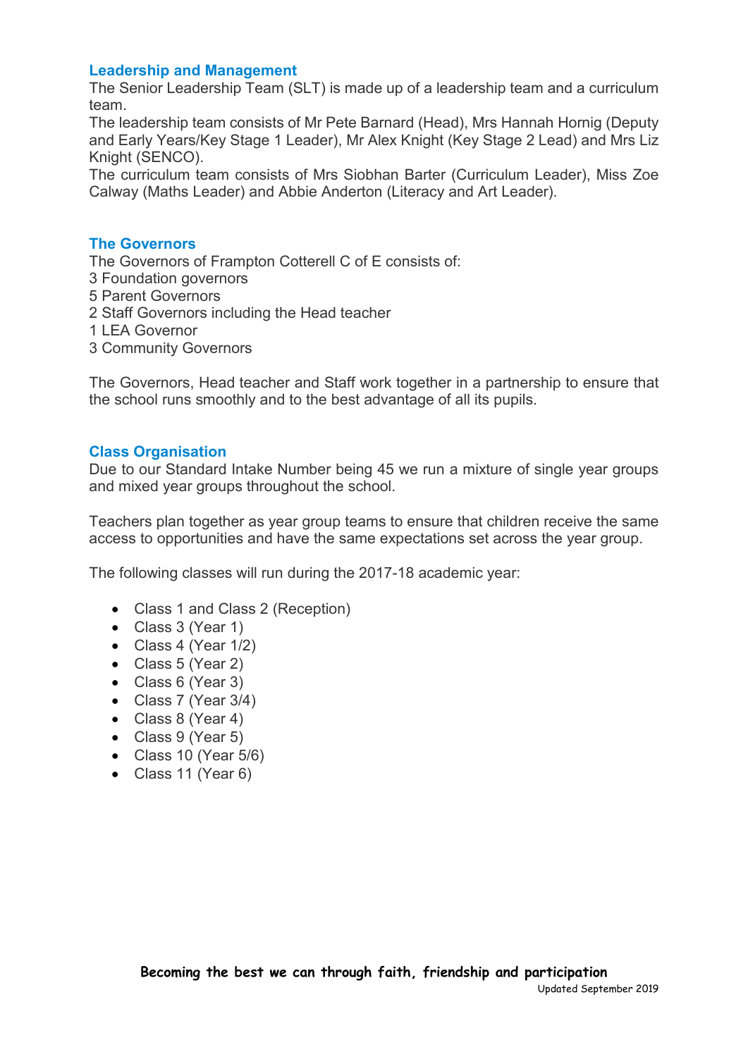## Leadership and Management

The Senior Leadership Team (SLT) is made up of a leadership team and a curriculum team.

The leadership team consists of Mr Pete Barnard (Head), Mrs Hannah Hornig (Deputy and Early Years/Key Stage 1 Leader), Mr Alex Knight (Key Stage 2 Lead) and Mrs Liz Knight (SENCO).

The curriculum team consists of Mrs Siobhan Barter (Curriculum Leader), Miss Zoe Calway (Maths Leader) and Abbie Anderton (Literacy and Art Leader).

## The Governors

The Governors of Frampton Cotterell C of E consists of:
3 Foundation governors
5 Parent Governors
2 Staff Governors including the Head teacher
1 LEA Governor
3 Community Governors

The Governors, Head teacher and Staff work together in a partnership to ensure that the school runs smoothly and to the best advantage of all its pupils.

## Class Organisation

Due to our Standard Intake Number being 45 we run a mixture of single year groups and mixed year groups throughout the school.

Teachers plan together as year group teams to ensure that children receive the same access to opportunities and have the same expectations set across the year group.

The following classes will run during the 2017-18 academic year:

- Class 1 and Class 2 (Reception)
- Class 3 (Year 1)
- Class 4 (Year 1/2)
- Class 5 (Year 2)
- Class 6 (Year 3)
- Class 7 (Year 3/4)
- Class 8 (Year 4)
- Class 9 (Year 5)
- Class 10 (Year 5/6)
- Class 11 (Year 6)